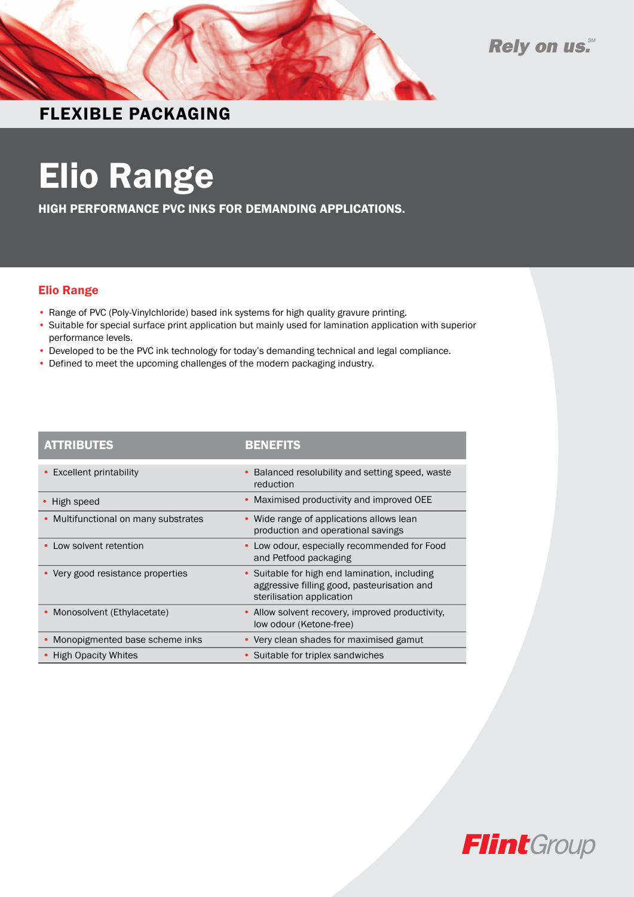Rely on us.℠

# FLEXIBLE PACKAGING

# Elio Range

**HIGH PERFORMANCE PVC INKS FOR DEMANDING APPLICATIONS.**

## Elio Range

- Range of PVC (Poly-Vinylchloride) based ink systems for high quality gravure printing.
- Suitable for special surface print application but mainly used for lamination application with superior performance levels.
- Developed to be the PVC ink technology for today's demanding technical and legal compliance.
- Defined to meet the upcoming challenges of the modern packaging industry.

| ATTRIBUTES | BENEFITS |
| --- | --- |
| • Excellent printability | • Balanced resolubility and setting speed, waste reduction |
| • High speed | • Maximised productivity and improved OEE |
| • Multifunctional on many substrates | • Wide range of applications allows lean production and operational savings |
| • Low solvent retention | • Low odour, especially recommended for Food and Petfood packaging |
| • Very good resistance properties | • Suitable for high end lamination, including aggressive filling good, pasteurisation and sterilisation application |
| • Monosolvent (Ethylacetate) | • Allow solvent recovery, improved productivity, low odour (Ketone-free) |
| • Monopigmented base scheme inks | • Very clean shades for maximised gamut |
| • High Opacity Whites | • Suitable for triplex sandwiches |

FlintGroup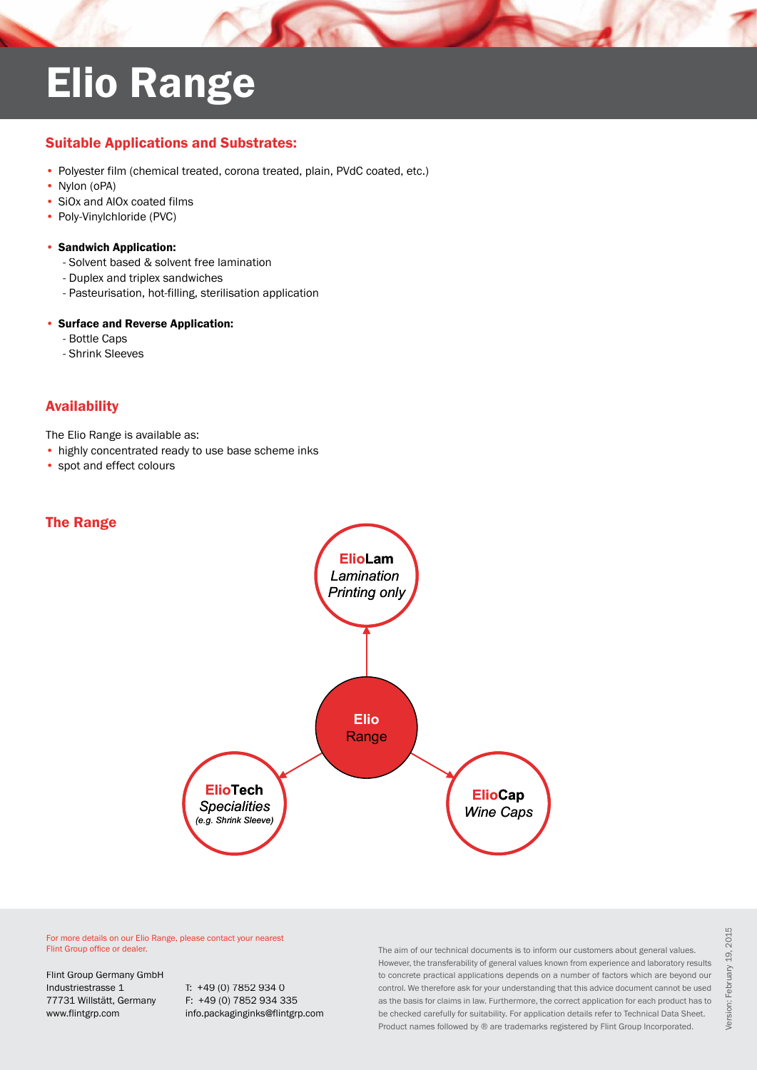# Elio Range

## Suitable Applications and Substrates:

- Polyester film (chemical treated, corona treated, plain, PVdC coated, etc.)
- Nylon (oPA)
- SiOx and AlOx coated films
- Poly-Vinylchloride (PVC)

- **Sandwich Application:**
  - Solvent based & solvent free lamination
  - Duplex and triplex sandwiches
  - Pasteurisation, hot-filling, sterilisation application

- **Surface and Reverse Application:**
  - Bottle Caps
  - Shrink Sleeves

## Availability

The Elio Range is available as:

- highly concentrated ready to use base scheme inks
- spot and effect colours

## The Range

Elio Range

ElioLam
*Lamination*
*Printing only*

ElioTech
*Specialities*
*(e.g. Shrink Sleeve)*

ElioCap
*Wine Caps*

For more details on our Elio Range, please contact your nearest Flint Group office or dealer.

Flint Group Germany GmbH
Industriestrasse 1
77731 Willstätt, Germany
www.flintgrp.com

T: +49 (0) 7852 934 0
F: +49 (0) 7852 934 335
info.packaginginks@flintgrp.com

The aim of our technical documents is to inform our customers about general values. However, the transferability of general values known from experience and laboratory results to concrete practical applications depends on a number of factors which are beyond our control. We therefore ask for your understanding that this advice document cannot be used as the basis for claims in law. Furthermore, the correct application for each product has to be checked carefully for suitability. For application details refer to Technical Data Sheet. Product names followed by ® are trademarks registered by Flint Group Incorporated.

Version: February 19, 2015